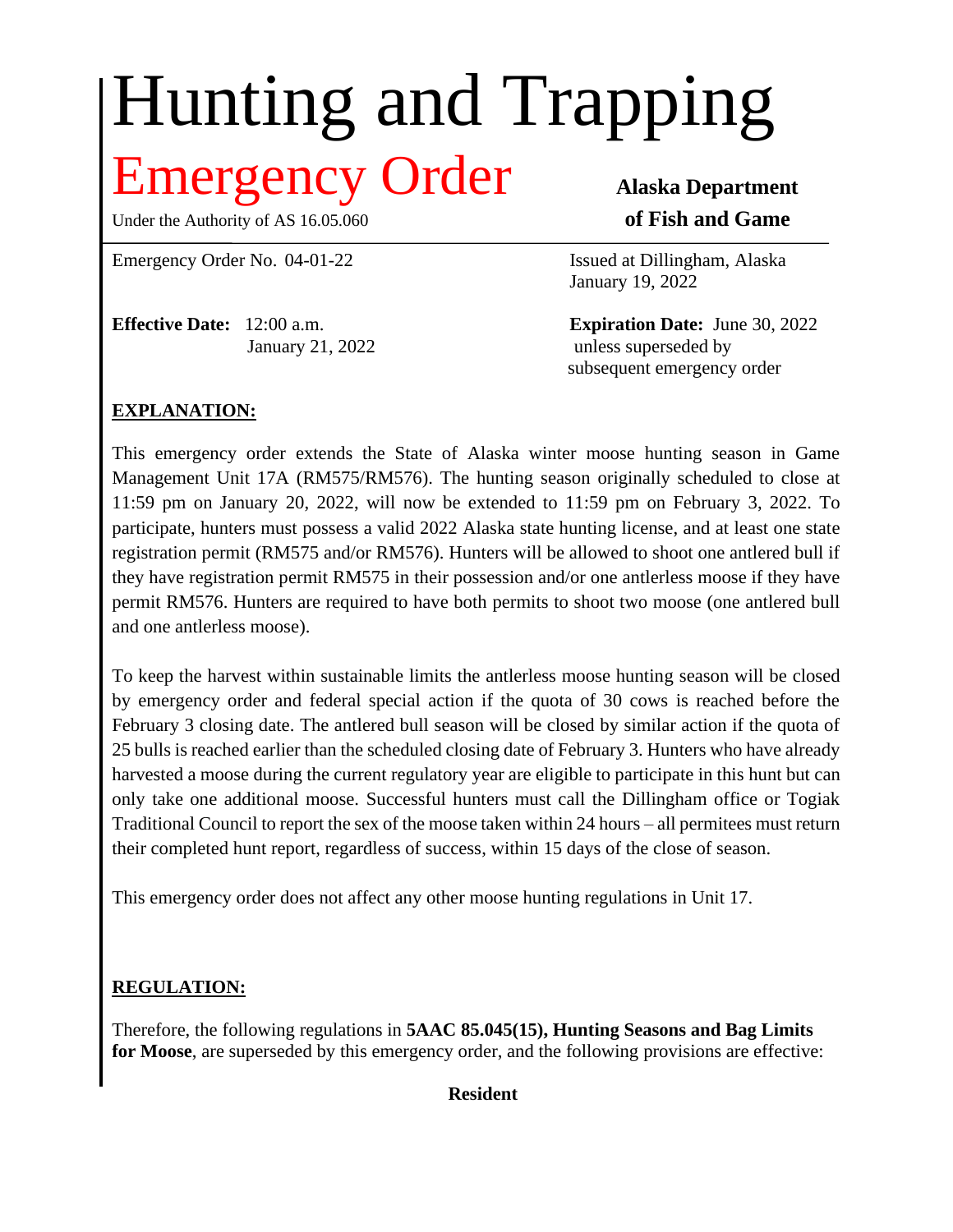# Hunting and Trapping

## Emergency Order

Under the Authority of AS 16.05.060

**Alaska Department of Fish and Game**

Emergency Order No. 04-01-22

Issued at Dillingham, Alaska
January 19, 2022

**Effective Date:** 12:00 a.m.
January 21, 2022

**Expiration Date:** June 30, 2022
unless superseded by
subsequent emergency order

**EXPLANATION:**

This emergency order extends the State of Alaska winter moose hunting season in Game Management Unit 17A (RM575/RM576). The hunting season originally scheduled to close at 11:59 pm on January 20, 2022, will now be extended to 11:59 pm on February 3, 2022. To participate, hunters must possess a valid 2022 Alaska state hunting license, and at least one state registration permit (RM575 and/or RM576). Hunters will be allowed to shoot one antlered bull if they have registration permit RM575 in their possession and/or one antlerless moose if they have permit RM576. Hunters are required to have both permits to shoot two moose (one antlered bull and one antlerless moose).

To keep the harvest within sustainable limits the antlerless moose hunting season will be closed by emergency order and federal special action if the quota of 30 cows is reached before the February 3 closing date. The antlered bull season will be closed by similar action if the quota of 25 bulls is reached earlier than the scheduled closing date of February 3. Hunters who have already harvested a moose during the current regulatory year are eligible to participate in this hunt but can only take one additional moose. Successful hunters must call the Dillingham office or Togiak Traditional Council to report the sex of the moose taken within 24 hours – all permitees must return their completed hunt report, regardless of success, within 15 days of the close of season.

This emergency order does not affect any other moose hunting regulations in Unit 17.

**REGULATION:**

Therefore, the following regulations in **5AAC 85.045(15), Hunting Seasons and Bag Limits for Moose**, are superseded by this emergency order, and the following provisions are effective:

**Resident**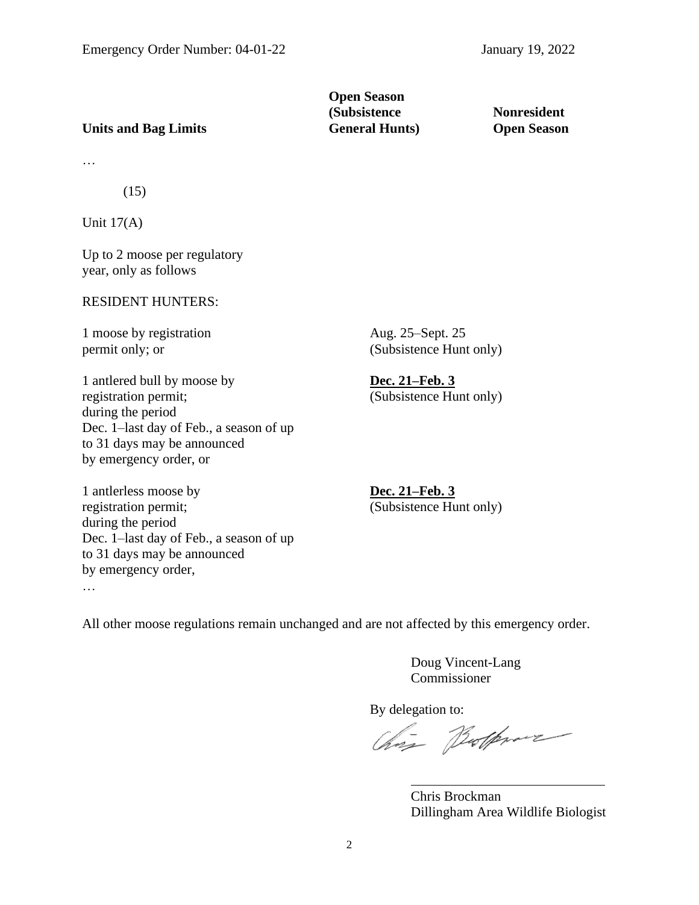Emergency Order Number: 04-01-22 January 19, 2022

| Units and Bag Limits | Open Season (Subsistence General Hunts) | Nonresident Open Season |
|---|---|---|
| … | | |
| (15) | | |
| Unit 17(A) | | |
| Up to 2 moose per regulatory year, only as follows | | |
| RESIDENT HUNTERS: | | |
| 1 moose by registration permit only; or | Aug. 25–Sept. 25 (Subsistence Hunt only) | |
| 1 antlered bull by moose by registration permit; during the period Dec. 1–last day of Feb., a season of up to 31 days may be announced by emergency order, or | <u>**Dec. 21–Feb. 3**</u> (Subsistence Hunt only) | |
| 1 antlerless moose by registration permit; during the period Dec. 1–last day of Feb., a season of up to 31 days may be announced by emergency order, | <u>**Dec. 21–Feb. 3**</u> (Subsistence Hunt only) | |
| … | | |

All other moose regulations remain unchanged and are not affected by this emergency order.

Doug Vincent-Lang
Commissioner

By delegation to:

Chris Brockman
Dillingham Area Wildlife Biologist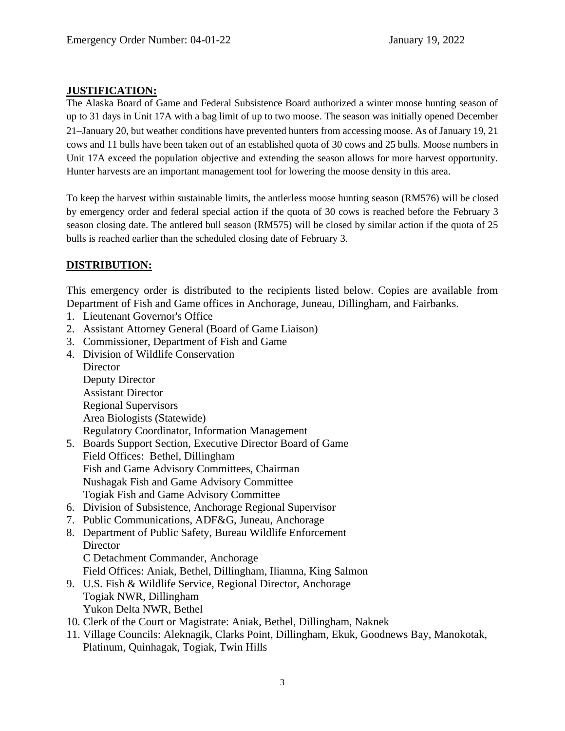**JUSTIFICATION:**

The Alaska Board of Game and Federal Subsistence Board authorized a winter moose hunting season of up to 31 days in Unit 17A with a bag limit of up to two moose. The season was initially opened December 21–January 20, but weather conditions have prevented hunters from accessing moose. As of January 19, 21 cows and 11 bulls have been taken out of an established quota of 30 cows and 25 bulls. Moose numbers in Unit 17A exceed the population objective and extending the season allows for more harvest opportunity. Hunter harvests are an important management tool for lowering the moose density in this area.

To keep the harvest within sustainable limits, the antlerless moose hunting season (RM576) will be closed by emergency order and federal special action if the quota of 30 cows is reached before the February 3 season closing date. The antlered bull season (RM575) will be closed by similar action if the quota of 25 bulls is reached earlier than the scheduled closing date of February 3.

**DISTRIBUTION:**

This emergency order is distributed to the recipients listed below. Copies are available from Department of Fish and Game offices in Anchorage, Juneau, Dillingham, and Fairbanks.

1. Lieutenant Governor's Office
2. Assistant Attorney General (Board of Game Liaison)
3. Commissioner, Department of Fish and Game
4. Division of Wildlife Conservation
   Director
   Deputy Director
   Assistant Director
   Regional Supervisors
   Area Biologists (Statewide)
   Regulatory Coordinator, Information Management
5. Boards Support Section, Executive Director Board of Game
   Field Offices: Bethel, Dillingham
   Fish and Game Advisory Committees, Chairman
   Nushagak Fish and Game Advisory Committee
   Togiak Fish and Game Advisory Committee
6. Division of Subsistence, Anchorage Regional Supervisor
7. Public Communications, ADF&G, Juneau, Anchorage
8. Department of Public Safety, Bureau Wildlife Enforcement
   Director
   C Detachment Commander, Anchorage
   Field Offices: Aniak, Bethel, Dillingham, Iliamna, King Salmon
9. U.S. Fish & Wildlife Service, Regional Director, Anchorage
   Togiak NWR, Dillingham
   Yukon Delta NWR, Bethel
10. Clerk of the Court or Magistrate: Aniak, Bethel, Dillingham, Naknek
11. Village Councils: Aleknagik, Clarks Point, Dillingham, Ekuk, Goodnews Bay, Manokotak, Platinum, Quinhagak, Togiak, Twin Hills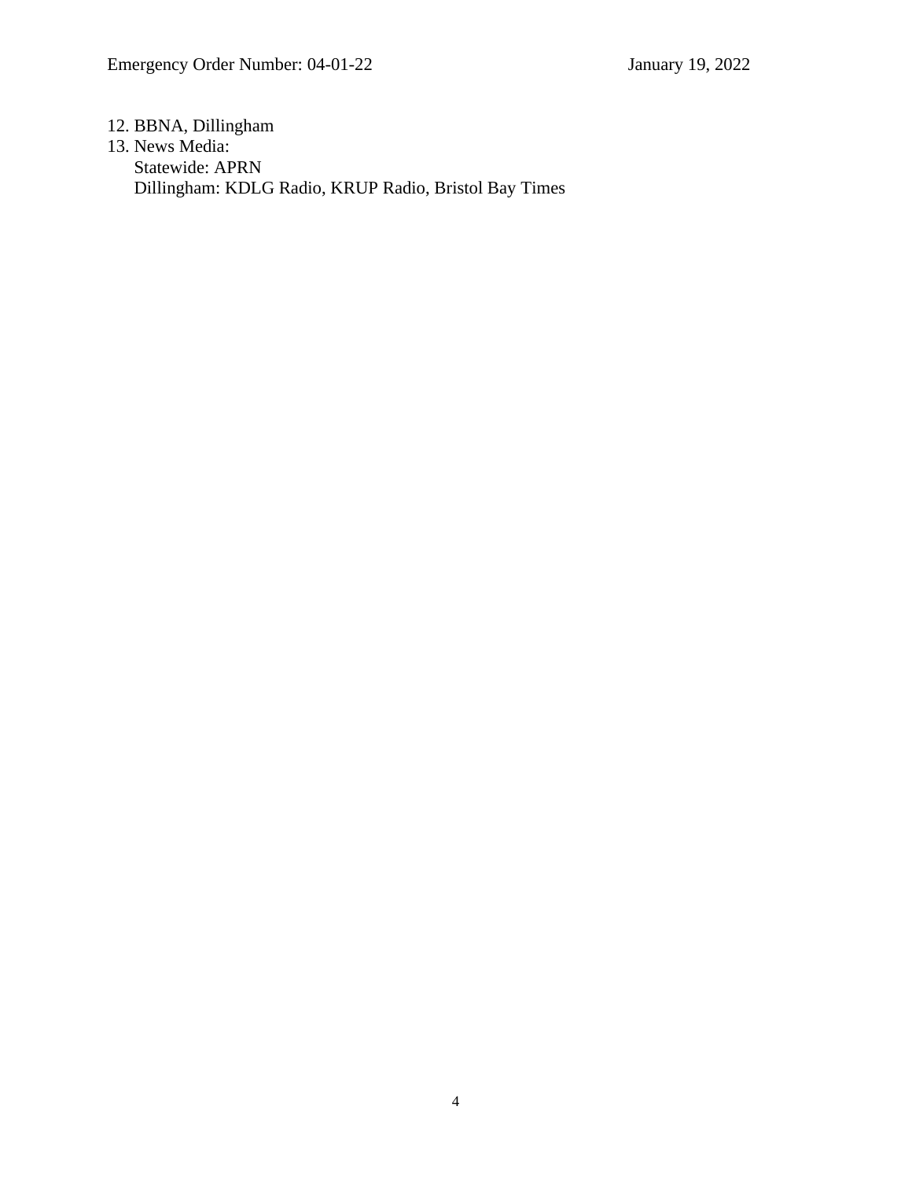12. BBNA, Dillingham
13. News Media:
    Statewide: APRN
    Dillingham: KDLG Radio, KRUP Radio, Bristol Bay Times